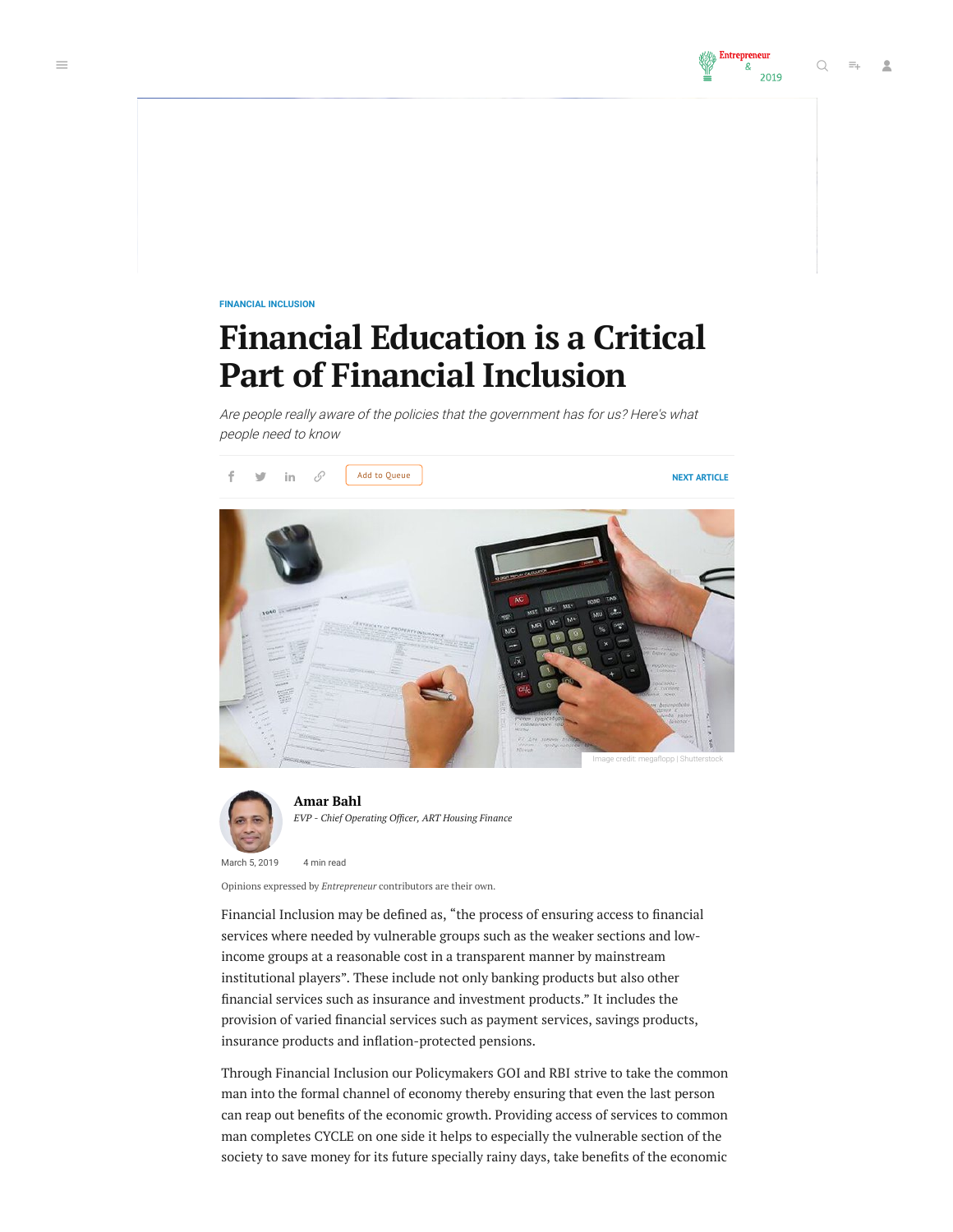FINANCIAL INCLUSION

# Financial Education is a Critical Part of Financial Inclusion

*Are people really aware of the policies that the government has for us? Here's what people need to know*

Image credit: megaflopp | Shutterstock

**Amar Bahl**

*EVP - Chief Operating Officer, ART Housing Finance*

March 5, 2019 4 min read

Opinions expressed by *Entrepreneur* contributors are their own.

Financial Inclusion may be defined as, "the process of ensuring access to financial services where needed by vulnerable groups such as the weaker sections and low-income groups at a reasonable cost in a transparent manner by mainstream institutional players". These include not only banking products but also other financial services such as insurance and investment products." It includes the provision of varied financial services such as payment services, savings products, insurance products and inflation-protected pensions.

Through Financial Inclusion our Policymakers GOI and RBI strive to take the common man into the formal channel of economy thereby ensuring that even the last person can reap out benefits of the economic growth. Providing access of services to common man completes CYCLE on one side it helps to especially the vulnerable section of the society to save money for its future specially rainy days, take benefits of the economic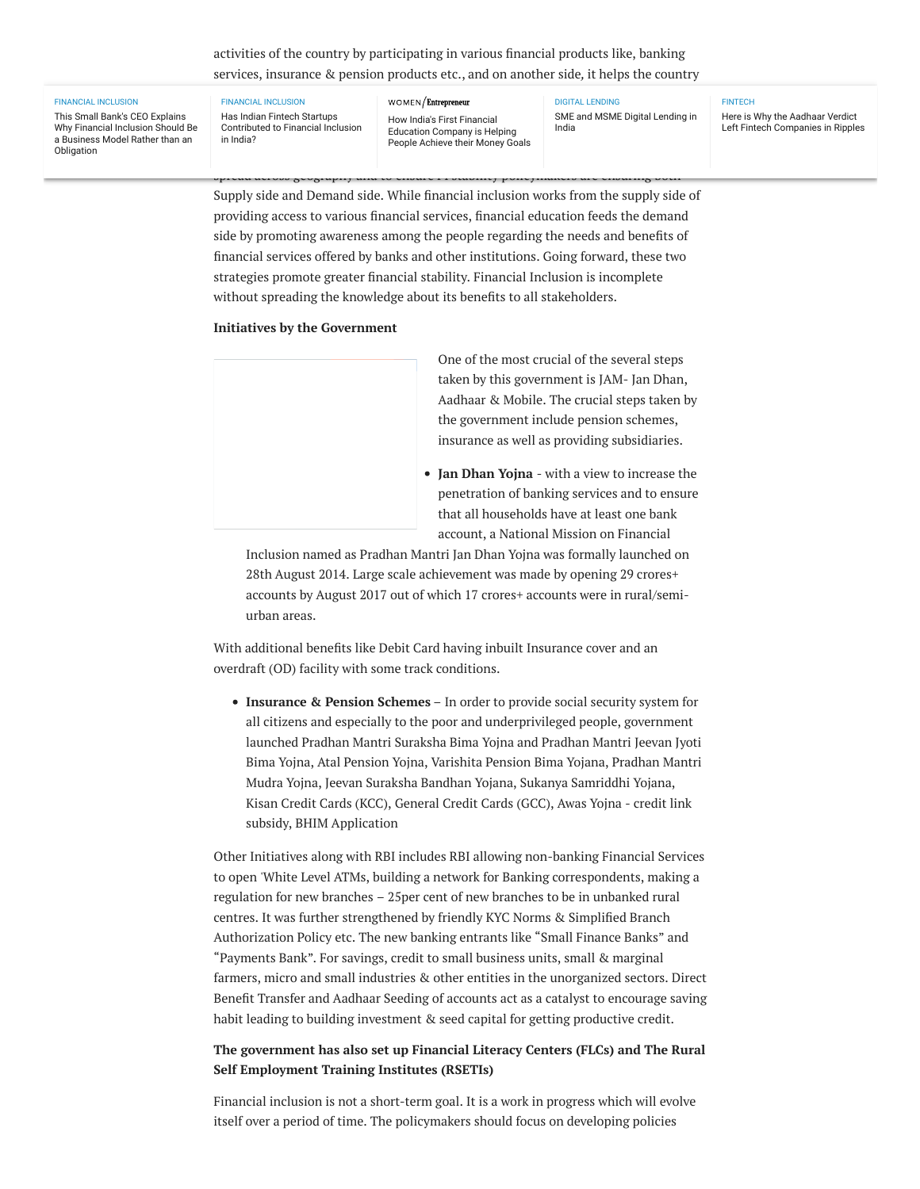activities of the country by participating in various financial products like, banking services, insurance & pension products etc., and on another side, it helps the country

Supply side and Demand side. While financial inclusion works from the supply side of providing access to various financial services, financial education feeds the demand side by promoting awareness among the people regarding the needs and benefits of financial services offered by banks and other institutions. Going forward, these two strategies promote greater financial stability. Financial Inclusion is incomplete without spreading the knowledge about its benefits to all stakeholders.

**Initiatives by the Government**

One of the most crucial of the several steps taken by this government is JAM- Jan Dhan, Aadhaar & Mobile. The crucial steps taken by the government include pension schemes, insurance as well as providing subsidiaries.

- **Jan Dhan Yojna** - with a view to increase the penetration of banking services and to ensure that all households have at least one bank account, a National Mission on Financial Inclusion named as Pradhan Mantri Jan Dhan Yojna was formally launched on 28th August 2014. Large scale achievement was made by opening 29 crores+ accounts by August 2017 out of which 17 crores+ accounts were in rural/semi-urban areas.

With additional benefits like Debit Card having inbuilt Insurance cover and an overdraft (OD) facility with some track conditions.

- **Insurance & Pension Schemes** – In order to provide social security system for all citizens and especially to the poor and underprivileged people, government launched Pradhan Mantri Suraksha Bima Yojna and Pradhan Mantri Jeevan Jyoti Bima Yojna, Atal Pension Yojna, Varishita Pension Bima Yojana, Pradhan Mantri Mudra Yojna, Jeevan Suraksha Bandhan Yojana, Sukanya Samriddhi Yojana, Kisan Credit Cards (KCC), General Credit Cards (GCC), Awas Yojna - credit link subsidy, BHIM Application

Other Initiatives along with RBI includes RBI allowing non-banking Financial Services to open 'White Level ATMs, building a network for Banking correspondents, making a regulation for new branches – 25per cent of new branches to be in unbanked rural centres. It was further strengthened by friendly KYC Norms & Simplified Branch Authorization Policy etc. The new banking entrants like "Small Finance Banks" and "Payments Bank". For savings, credit to small business units, small & marginal farmers, micro and small industries & other entities in the unorganized sectors. Direct Benefit Transfer and Aadhaar Seeding of accounts act as a catalyst to encourage saving habit leading to building investment & seed capital for getting productive credit.

**The government has also set up Financial Literacy Centers (FLCs) and The Rural Self Employment Training Institutes (RSETIs)**

Financial inclusion is not a short-term goal. It is a work in progress which will evolve itself over a period of time. The policymakers should focus on developing policies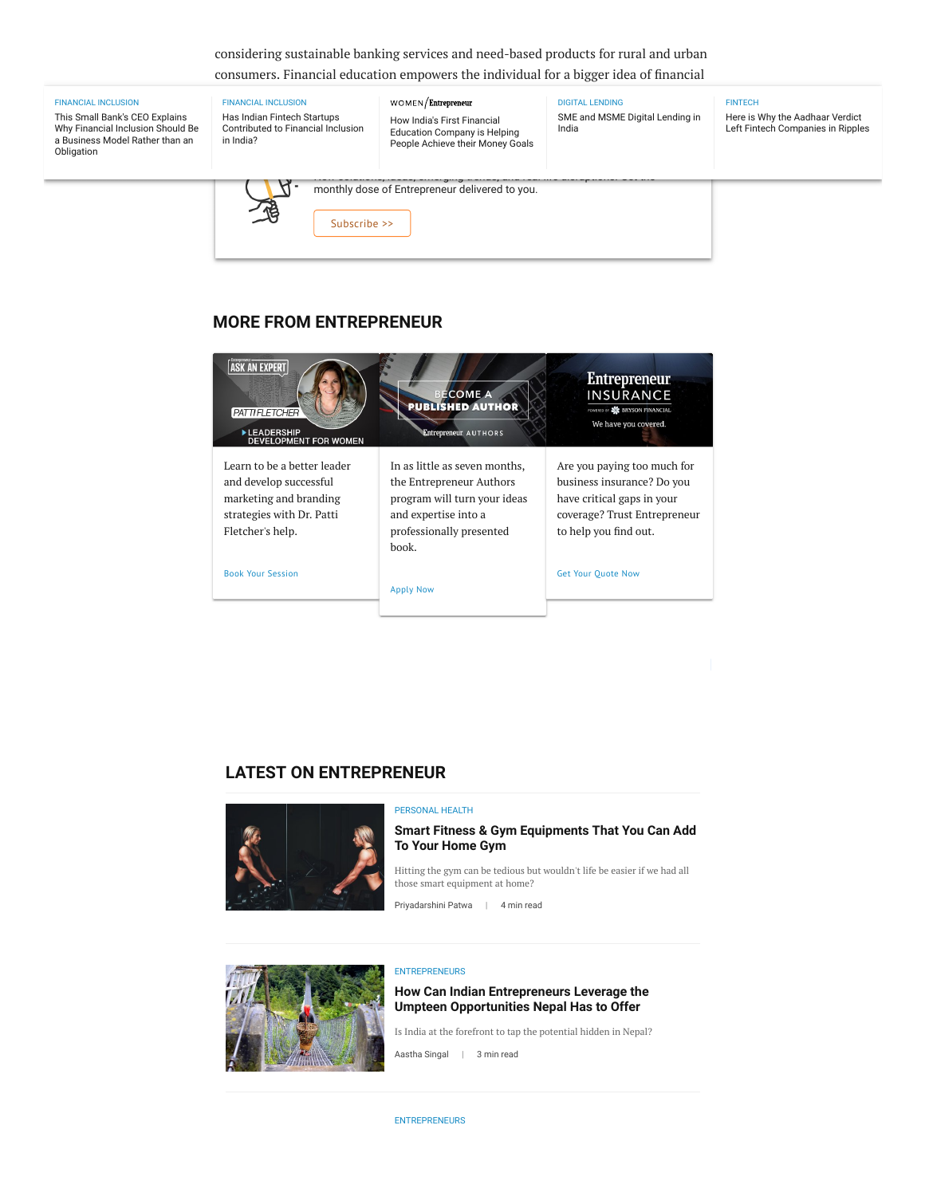considering sustainable banking services and need-based products for rural and urban consumers. Financial education empowers the individual for a bigger idea of financial

FINANCIAL INCLUSION
This Small Bank's CEO Explains Why Financial Inclusion Should Be a Business Model Rather than an Obligation

FINANCIAL INCLUSION
Has Indian Fintech Startups Contributed to Financial Inclusion in India?

WOMEN/Entrepreneur
How India's First Financial Education Company is Helping People Achieve their Money Goals

DIGITAL LENDING
SME and MSME Digital Lending in India

FINTECH
Here is Why the Aadhaar Verdict Left Fintech Companies in Ripples

monthly dose of Entrepreneur delivered to you.

Subscribe >>

## MORE FROM ENTREPRENEUR

Learn to be a better leader and develop successful marketing and branding strategies with Dr. Patti Fletcher's help.

Book Your Session

In as little as seven months, the Entrepreneur Authors program will turn your ideas and expertise into a professionally presented book.

Apply Now

Are you paying too much for business insurance? Do you have critical gaps in your coverage? Trust Entrepreneur to help you find out.

Get Your Quote Now

## LATEST ON ENTREPRENEUR

PERSONAL HEALTH

### Smart Fitness & Gym Equipments That You Can Add To Your Home Gym

Hitting the gym can be tedious but wouldn't life be easier if we had all those smart equipment at home?

Priyadarshini Patwa | 4 min read

ENTREPRENEURS

### How Can Indian Entrepreneurs Leverage the Umpteen Opportunities Nepal Has to Offer

Is India at the forefront to tap the potential hidden in Nepal?

Aastha Singal | 3 min read

ENTREPRENEURS